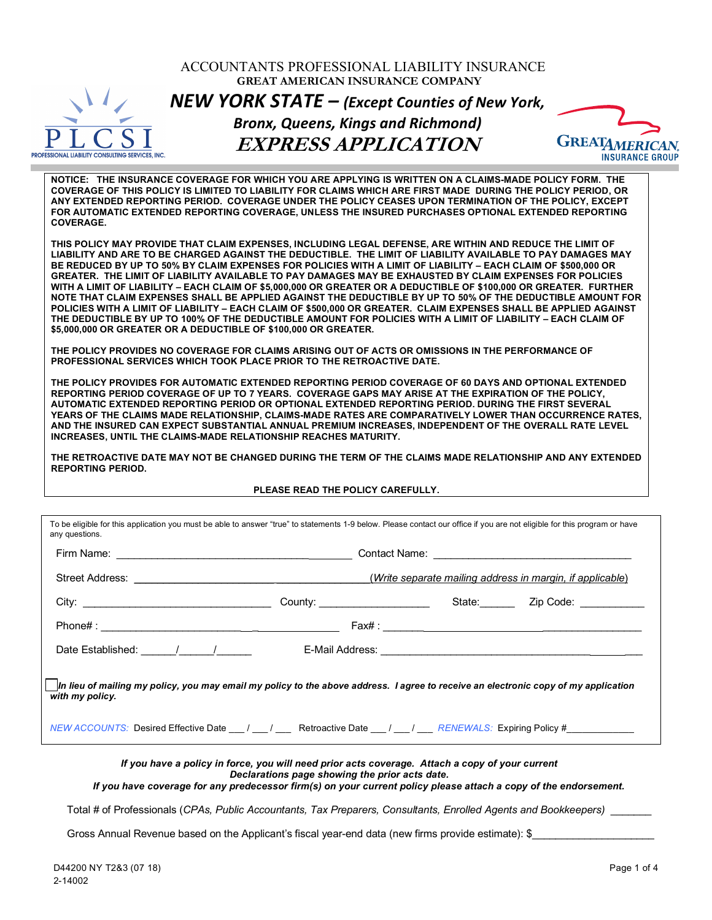# ACCOUNTANTS PROFESSIONAL LIABILITY INSURANCE

**GREAT AMERICAN INSURANCE COMPANY**

## *NEW YORK STATE – (Except Counties of New York, Bronx, Queens, Kings and Richmond)*

## *EXPRESS APPLICATION*

**NOTICE: THE INSURANCE COVERAGE FOR WHICH YOU ARE APPLYING IS WRITTEN ON A CLAIMS-MADE POLICY FORM. THE COVERAGE OF THIS POLICY IS LIMITED TO LIABILITY FOR CLAIMS WHICH ARE FIRST MADE DURING THE POLICY PERIOD, OR ANY EXTENDED REPORTING PERIOD. COVERAGE UNDER THE POLICY CEASES UPON TERMINATION OF THE POLICY, EXCEPT FOR AUTOMATIC EXTENDED REPORTING COVERAGE, UNLESS THE INSURED PURCHASES OPTIONAL EXTENDED REPORTING COVERAGE.**

**THIS POLICY MAY PROVIDE THAT CLAIM EXPENSES, INCLUDING LEGAL DEFENSE, ARE WITHIN AND REDUCE THE LIMIT OF LIABILITY AND ARE TO BE CHARGED AGAINST THE DEDUCTIBLE. THE LIMIT OF LIABILITY AVAILABLE TO PAY DAMAGES MAY BE REDUCED BY UP TO 50% BY CLAIM EXPENSES FOR POLICIES WITH A LIMIT OF LIABILITY – EACH CLAIM OF $500,000 OR GREATER. THE LIMIT OF LIABILITY AVAILABLE TO PAY DAMAGES MAY BE EXHAUSTED BY CLAIM EXPENSES FOR POLICIES WITH A LIMIT OF LIABILITY – EACH CLAIM OF $5,000,000 OR GREATER OR A DEDUCTIBLE OF $100,000 OR GREATER. FURTHER NOTE THAT CLAIM EXPENSES SHALL BE APPLIED AGAINST THE DEDUCTIBLE BY UP TO 50% OF THE DEDUCTIBLE AMOUNT FOR POLICIES WITH A LIMIT OF LIABILITY – EACH CLAIM OF $500,000 OR GREATER. CLAIM EXPENSES SHALL BE APPLIED AGAINST THE DEDUCTIBLE BY UP TO 100% OF THE DEDUCTIBLE AMOUNT FOR POLICIES WITH A LIMIT OF LIABILITY – EACH CLAIM OF $5,000,000 OR GREATER OR A DEDUCTIBLE OF $100,000 OR GREATER.**

**THE POLICY PROVIDES NO COVERAGE FOR CLAIMS ARISING OUT OF ACTS OR OMISSIONS IN THE PERFORMANCE OF PROFESSIONAL SERVICES WHICH TOOK PLACE PRIOR TO THE RETROACTIVE DATE.**

**THE POLICY PROVIDES FOR AUTOMATIC EXTENDED REPORTING PERIOD COVERAGE OF 60 DAYS AND OPTIONAL EXTENDED REPORTING PERIOD COVERAGE OF UP TO 7 YEARS. COVERAGE GAPS MAY ARISE AT THE EXPIRATION OF THE POLICY, AUTOMATIC EXTENDED REPORTING PERIOD OR OPTIONAL EXTENDED REPORTING PERIOD. DURING THE FIRST SEVERAL YEARS OF THE CLAIMS MADE RELATIONSHIP, CLAIMS-MADE RATES ARE COMPARATIVELY LOWER THAN OCCURRENCE RATES, AND THE INSURED CAN EXPECT SUBSTANTIAL ANNUAL PREMIUM INCREASES, INDEPENDENT OF THE OVERALL RATE LEVEL INCREASES, UNTIL THE CLAIMS-MADE RELATIONSHIP REACHES MATURITY.**

**THE RETROACTIVE DATE MAY NOT BE CHANGED DURING THE TERM OF THE CLAIMS MADE RELATIONSHIP AND ANY EXTENDED REPORTING PERIOD.**

**PLEASE READ THE POLICY CAREFULLY.**

---

To be eligible for this application you must be able to answer "true" to statements 1-9 below. Please contact our office if you are not eligible for this program or have any questions.

Firm Name: ______________________________ Contact Name: ______________________________

Street Address: ______________________________ (*Write separate mailing address in margin, if applicable*)

City: ______________________ County: ________________ State:______ Zip Code: ___________

Phone# : ______________________________ Fax# : ______________________________

Date Established: ______/______/______ E-Mail Address: ______________________________

☐ ***In lieu of mailing my policy, you may email my policy to the above address. I agree to receive an electronic copy of my application with my policy.***

*NEW ACCOUNTS:* Desired Effective Date ___ / ___ / ___ Retroactive Date ___ / ___ / ___ *RENEWALS:* Expiring Policy #____________

---

***If you have a policy in force, you will need prior acts coverage. Attach a copy of your current Declarations page showing the prior acts date.***

***If you have coverage for any predecessor firm(s) on your current policy please attach a copy of the endorsement.***

Total # of Professionals (*CPAs, Public Accountants, Tax Preparers, Consultants, Enrolled Agents and Bookkeepers*) _______

Gross Annual Revenue based on the Applicant's fiscal year-end data (new firms provide estimate): $____________________

D44200 NY T2&3 (07 18)
2-14002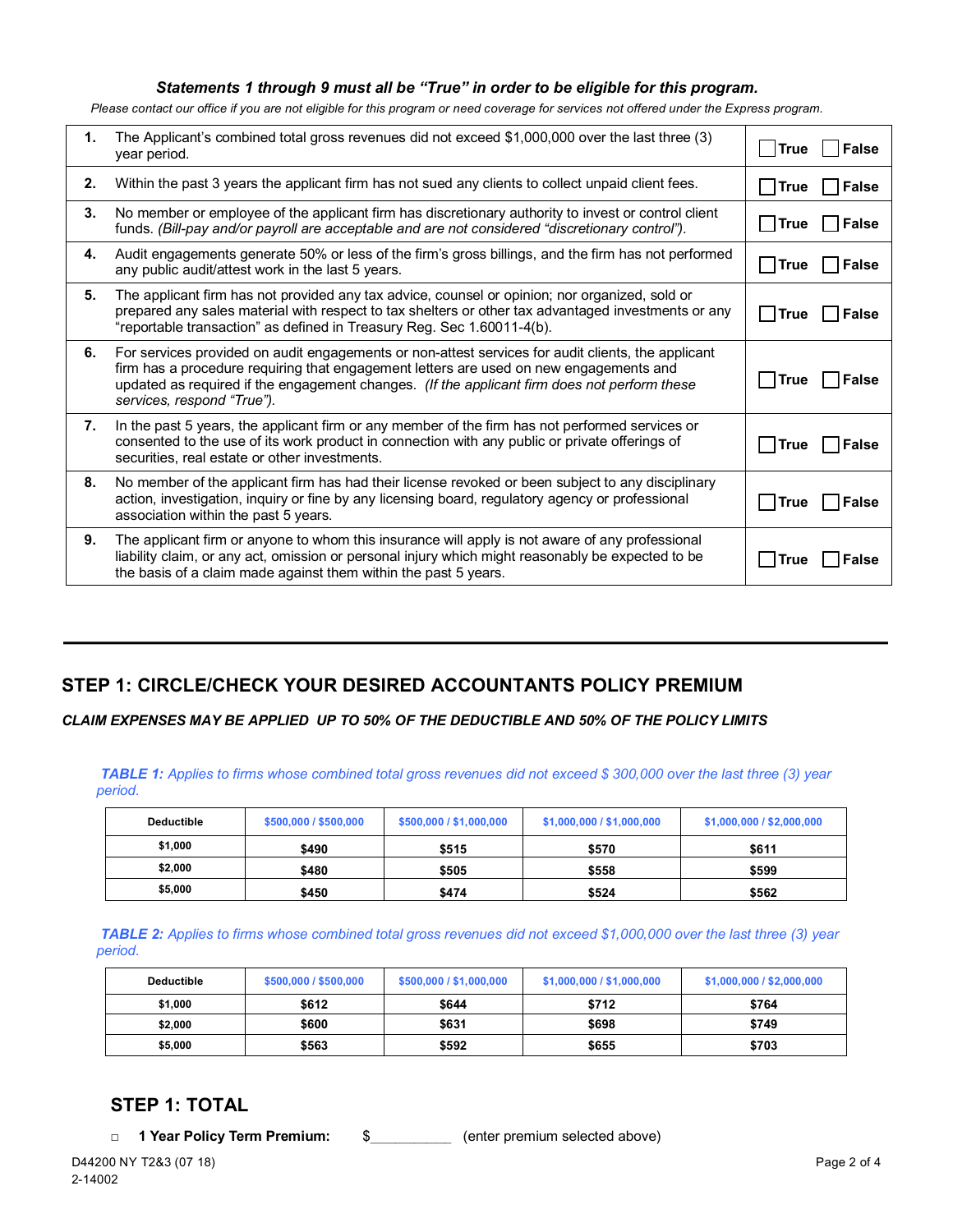***Statements 1 through 9 must all be "True" in order to be eligible for this program.***

*Please contact our office if you are not eligible for this program or need coverage for services not offered under the Express program.*

| | Statement | Response |
|---|---|---|
| **1.** | The Applicant's combined total gross revenues did not exceed $1,000,000 over the last three (3) year period. | ☐ **True** ☐ **False** |
| **2.** | Within the past 3 years the applicant firm has not sued any clients to collect unpaid client fees. | ☐ **True** ☐ **False** |
| **3.** | No member or employee of the applicant firm has discretionary authority to invest or control client funds. *(Bill-pay and/or payroll are acceptable and are not considered "discretionary control").* | ☐ **True** ☐ **False** |
| **4.** | Audit engagements generate 50% or less of the firm's gross billings, and the firm has not performed any public audit/attest work in the last 5 years. | ☐ **True** ☐ **False** |
| **5.** | The applicant firm has not provided any tax advice, counsel or opinion; nor organized, sold or prepared any sales material with respect to tax shelters or other tax advantaged investments or any "reportable transaction" as defined in Treasury Reg. Sec 1.60011-4(b). | ☐ **True** ☐ **False** |
| **6.** | For services provided on audit engagements or non-attest services for audit clients, the applicant firm has a procedure requiring that engagement letters are used on new engagements and updated as required if the engagement changes. *(If the applicant firm does not perform these services, respond "True").* | ☐ **True** ☐ **False** |
| **7.** | In the past 5 years, the applicant firm or any member of the firm has not performed services or consented to the use of its work product in connection with any public or private offerings of securities, real estate or other investments. | ☐ **True** ☐ **False** |
| **8.** | No member of the applicant firm has had their license revoked or been subject to any disciplinary action, investigation, inquiry or fine by any licensing board, regulatory agency or professional association within the past 5 years. | ☐ **True** ☐ **False** |
| **9.** | The applicant firm or anyone to whom this insurance will apply is not aware of any professional liability claim, or any act, omission or personal injury which might reasonably be expected to be the basis of a claim made against them within the past 5 years. | ☐ **True** ☐ **False** |

---

## STEP 1: CIRCLE/CHECK YOUR DESIRED ACCOUNTANTS POLICY PREMIUM

***CLAIM EXPENSES MAY BE APPLIED UP TO 50% OF THE DEDUCTIBLE AND 50% OF THE POLICY LIMITS***

***TABLE 1:*** *Applies to firms whose combined total gross revenues did not exceed $ 300,000 over the last three (3) year period.*

| Deductible | $500,000 / $500,000 | $500,000 / $1,000,000 | $1,000,000 / $1,000,000 | $1,000,000 / $2,000,000 |
|---|---|---|---|---|
| $1,000 | $490 | $515 | $570 | $611 |
| $2,000 | $480 | $505 | $558 | $599 |
| $5,000 | $450 | $474 | $524 | $562 |

***TABLE 2:*** *Applies to firms whose combined total gross revenues did not exceed $1,000,000 over the last three (3) year period.*

| Deductible | $500,000 / $500,000 | $500,000 / $1,000,000 | $1,000,000 / $1,000,000 | $1,000,000 / $2,000,000 |
|---|---|---|---|---|
| $1,000 | $612 | $644 | $712 | $764 |
| $2,000 | $600 | $631 | $698 | $749 |
| $5,000 | $563 | $592 | $655 | $703 |

## STEP 1: TOTAL

☐ **1 Year Policy Term Premium:** $__________ (enter premium selected above)

D44200 NY T2&3 (07 18)
2-14002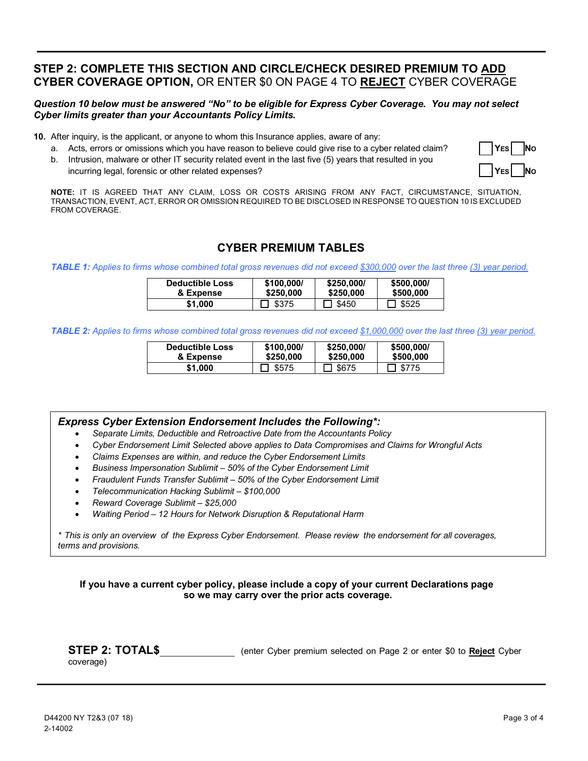## STEP 2: COMPLETE THIS SECTION AND CIRCLE/CHECK DESIRED PREMIUM TO ADD CYBER COVERAGE OPTION, OR ENTER $0 ON PAGE 4 TO REJECT CYBER COVERAGE

***Question 10 below must be answered "No" to be eligible for Express Cyber Coverage. You may not select Cyber limits greater than your Accountants Policy Limits.***

**10.** After inquiry, is the applicant, or anyone to whom this Insurance applies, aware of any:

a. Acts, errors or omissions which you have reason to believe could give rise to a cyber related claim? ☐ YES ☐ NO

b. Intrusion, malware or other IT security related event in the last five (5) years that resulted in you incurring legal, forensic or other related expenses? ☐ YES ☐ NO

**NOTE:** IT IS AGREED THAT ANY CLAIM, LOSS OR COSTS ARISING FROM ANY FACT, CIRCUMSTANCE, SITUATION, TRANSACTION, EVENT, ACT, ERROR OR OMISSION REQUIRED TO BE DISCLOSED IN RESPONSE TO QUESTION 10 IS EXCLUDED FROM COVERAGE.

### CYBER PREMIUM TABLES

***TABLE 1:*** *Applies to firms whose combined total gross revenues did not exceed $300,000 over the last three (3) year period.*

| Deductible Loss & Expense | $100,000/ $250,000 | $250,000/ $250,000 | $500,000/ $500,000 |
|---|---|---|---|
| **$1,000** | ☐ $375 | ☐ $450 | ☐ $525 |

***TABLE 2:*** *Applies to firms whose combined total gross revenues did not exceed $1,000,000 over the last three (3) year period.*

| Deductible Loss & Expense | $100,000/ $250,000 | $250,000/ $250,000 | $500,000/ $500,000 |
|---|---|---|---|
| **$1,000** | ☐ $575 | ☐ $675 | ☐ $775 |

***Express Cyber Extension Endorsement Includes the Following*:***

- *Separate Limits, Deductible and Retroactive Date from the Accountants Policy*
- *Cyber Endorsement Limit Selected above applies to Data Compromises and Claims for Wrongful Acts*
- *Claims Expenses are within, and reduce the Cyber Endorsement Limits*
- *Business Impersonation Sublimit – 50% of the Cyber Endorsement Limit*
- *Fraudulent Funds Transfer Sublimit – 50% of the Cyber Endorsement Limit*
- *Telecommunication Hacking Sublimit – $100,000*
- *Reward Coverage Sublimit – $25,000*
- *Waiting Period – 12 Hours for Network Disruption & Reputational Harm*

*\* This is only an overview of the Express Cyber Endorsement. Please review the endorsement for all coverages, terms and provisions.*

**If you have a current cyber policy, please include a copy of your current Declarations page so we may carry over the prior acts coverage.**

**STEP 2: TOTAL$**\_\_\_\_\_\_\_\_\_\_\_\_\_\_ (enter Cyber premium selected on Page 2 or enter $0 to **Reject** Cyber coverage)

D44200 NY T2&3 (07 18)
2-14002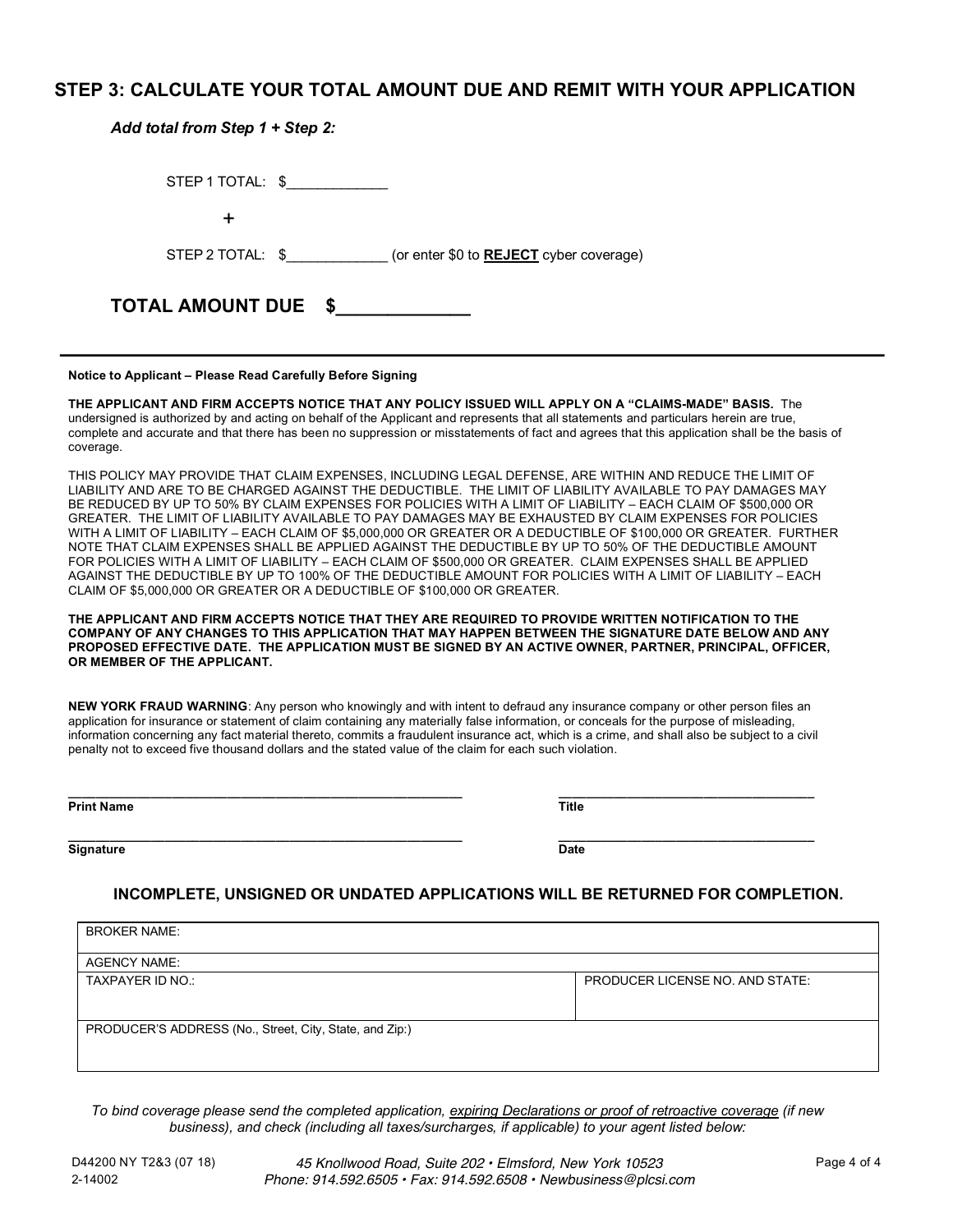## STEP 3: CALCULATE YOUR TOTAL AMOUNT DUE AND REMIT WITH YOUR APPLICATION

***Add total from Step 1 + Step 2:***

STEP 1 TOTAL: $_____________

**+**

STEP 2 TOTAL: $_____________ (or enter $0 to **REJECT** cyber coverage)

**TOTAL AMOUNT DUE $_____________**

---

**Notice to Applicant – Please Read Carefully Before Signing**

**THE APPLICANT AND FIRM ACCEPTS NOTICE THAT ANY POLICY ISSUED WILL APPLY ON A "CLAIMS-MADE" BASIS.** The undersigned is authorized by and acting on behalf of the Applicant and represents that all statements and particulars herein are true, complete and accurate and that there has been no suppression or misstatements of fact and agrees that this application shall be the basis of coverage.

THIS POLICY MAY PROVIDE THAT CLAIM EXPENSES, INCLUDING LEGAL DEFENSE, ARE WITHIN AND REDUCE THE LIMIT OF LIABILITY AND ARE TO BE CHARGED AGAINST THE DEDUCTIBLE. THE LIMIT OF LIABILITY AVAILABLE TO PAY DAMAGES MAY BE REDUCED BY UP TO 50% BY CLAIM EXPENSES FOR POLICIES WITH A LIMIT OF LIABILITY – EACH CLAIM OF $500,000 OR GREATER. THE LIMIT OF LIABILITY AVAILABLE TO PAY DAMAGES MAY BE EXHAUSTED BY CLAIM EXPENSES FOR POLICIES WITH A LIMIT OF LIABILITY – EACH CLAIM OF $5,000,000 OR GREATER OR A DEDUCTIBLE OF $100,000 OR GREATER. FURTHER NOTE THAT CLAIM EXPENSES SHALL BE APPLIED AGAINST THE DEDUCTIBLE BY UP TO 50% OF THE DEDUCTIBLE AMOUNT FOR POLICIES WITH A LIMIT OF LIABILITY – EACH CLAIM OF $500,000 OR GREATER. CLAIM EXPENSES SHALL BE APPLIED AGAINST THE DEDUCTIBLE BY UP TO 100% OF THE DEDUCTIBLE AMOUNT FOR POLICIES WITH A LIMIT OF LIABILITY – EACH CLAIM OF $5,000,000 OR GREATER OR A DEDUCTIBLE OF $100,000 OR GREATER.

**THE APPLICANT AND FIRM ACCEPTS NOTICE THAT THEY ARE REQUIRED TO PROVIDE WRITTEN NOTIFICATION TO THE COMPANY OF ANY CHANGES TO THIS APPLICATION THAT MAY HAPPEN BETWEEN THE SIGNATURE DATE BELOW AND ANY PROPOSED EFFECTIVE DATE. THE APPLICATION MUST BE SIGNED BY AN ACTIVE OWNER, PARTNER, PRINCIPAL, OFFICER, OR MEMBER OF THE APPLICANT.**

**NEW YORK FRAUD WARNING**: Any person who knowingly and with intent to defraud any insurance company or other person files an application for insurance or statement of claim containing any materially false information, or conceals for the purpose of misleading, information concerning any fact material thereto, commits a fraudulent insurance act, which is a crime, and shall also be subject to a civil penalty not to exceed five thousand dollars and the stated value of the claim for each such violation.

_______________________________________________ &nbsp;&nbsp;&nbsp;&nbsp; ______________________________
**Print Name** &nbsp;&nbsp;&nbsp;&nbsp; **Title**

_______________________________________________ &nbsp;&nbsp;&nbsp;&nbsp; ______________________________
**Signature** &nbsp;&nbsp;&nbsp;&nbsp; **Date**

### INCOMPLETE, UNSIGNED OR UNDATED APPLICATIONS WILL BE RETURNED FOR COMPLETION.

| | |
|---|---|
| BROKER NAME: | |
| AGENCY NAME: | |
| TAXPAYER ID NO.: | PRODUCER LICENSE NO. AND STATE: |
| PRODUCER'S ADDRESS (No., Street, City, State, and Zip:) | |

*To bind coverage please send the completed application, expiring Declarations or proof of retroactive coverage (if new business), and check (including all taxes/surcharges, if applicable) to your agent listed below:*

D44200 NY T2&3 (07 18)
2-14002

*45 Knollwood Road, Suite 202 • Elmsford, New York 10523*
*Phone: 914.592.6505 • Fax: 914.592.6508 • Newbusiness@plcsi.com*